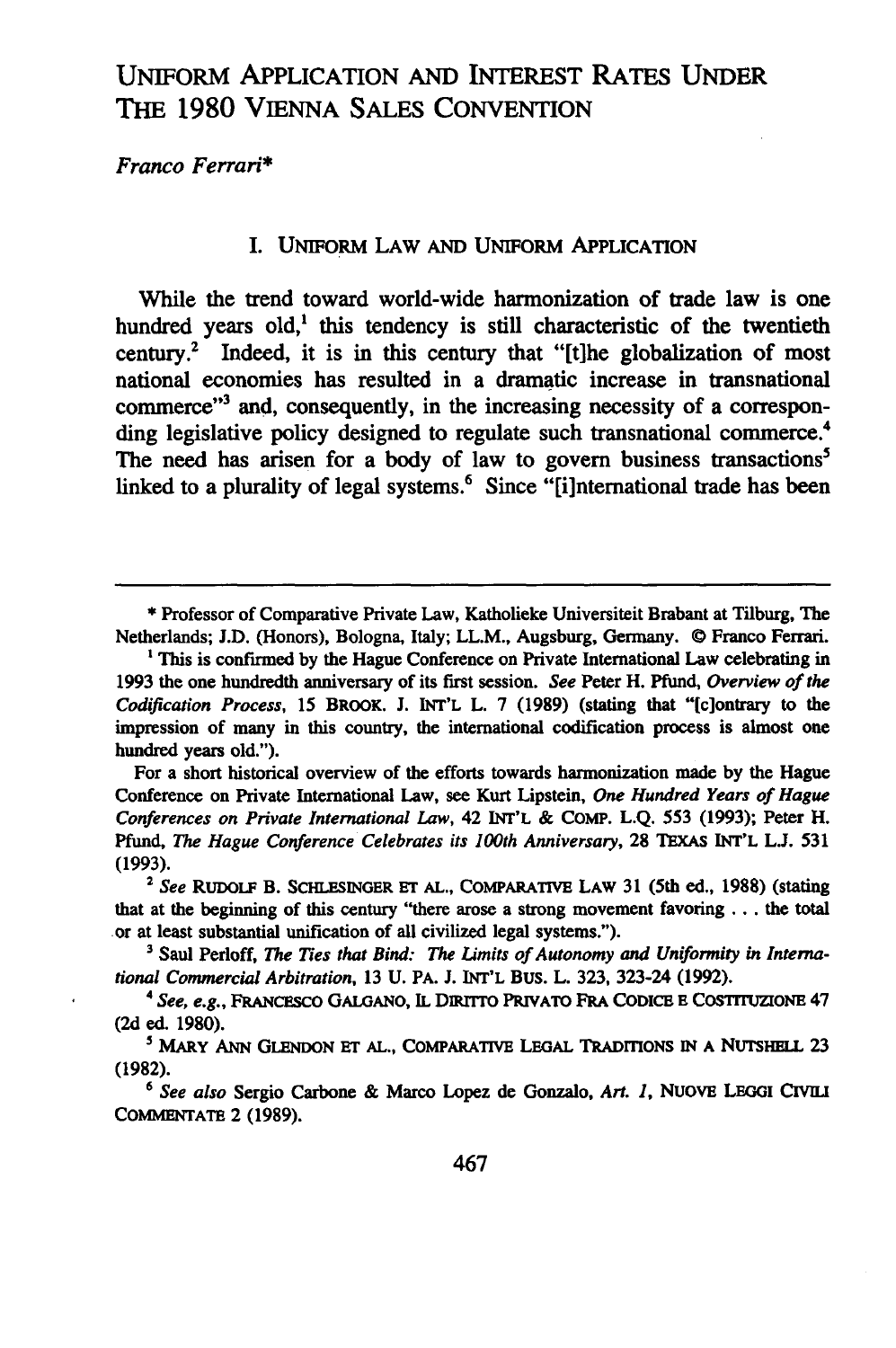# UNIFORM APPLICATION AND INTEREST RATES UNDER THE 1980 VIENNA SALES CONVENTION

*Franco Ferrari**

## I. UNIFORM LAW AND UNIFORM APPLICATION

While the trend toward world-wide harmonization of trade law is one hundred years old,[1] this tendency is still characteristic of the twentieth century.[2] Indeed, it is in this century that "[t]he globalization of most national economies has resulted in a dramatic increase in transnational commerce"[3] and, consequently, in the increasing necessity of a corresponding legislative policy designed to regulate such transnational commerce.[4] The need has arisen for a body of law to govern business transactions[5] linked to a plurality of legal systems.[6] Since "[i]nternational trade has been

---

\* Professor of Comparative Private Law, Katholieke Universiteit Brabant at Tilburg, The Netherlands; J.D. (Honors), Bologna, Italy; LL.M., Augsburg, Germany. © Franco Ferrari.

[1] This is confirmed by the Hague Conference on Private International Law celebrating in 1993 the one hundredth anniversary of its first session. *See* Peter H. Pfund, *Overview of the Codification Process*, 15 BROOK. J. INT'L L. 7 (1989) (stating that "[c]ontrary to the impression of many in this country, the international codification process is almost one hundred years old.").

For a short historical overview of the efforts towards harmonization made by the Hague Conference on Private International Law, see Kurt Lipstein, *One Hundred Years of Hague Conferences on Private International Law*, 42 INT'L & COMP. L.Q. 553 (1993); Peter H. Pfund, *The Hague Conference Celebrates its 100th Anniversary*, 28 TEXAS INT'L L.J. 531 (1993).

[2] *See* RUDOLF B. SCHLESINGER ET AL., COMPARATIVE LAW 31 (5th ed., 1988) (stating that at the beginning of this century "there arose a strong movement favoring . . . the total or at least substantial unification of all civilized legal systems.").

[3] Saul Perloff, *The Ties that Bind: The Limits of Autonomy and Uniformity in International Commercial Arbitration*, 13 U. PA. J. INT'L BUS. L. 323, 323-24 (1992).

[4] *See, e.g.*, FRANCESCO GALGANO, IL DIRITTO PRIVATO FRA CODICE E COSTITUZIONE 47 (2d ed. 1980).

[5] MARY ANN GLENDON ET AL., COMPARATIVE LEGAL TRADITIONS IN A NUTSHELL 23 (1982).

[6] *See also* Sergio Carbone & Marco Lopez de Gonzalo, *Art. 1*, NUOVE LEGGI CIVILI COMMENTATE 2 (1989).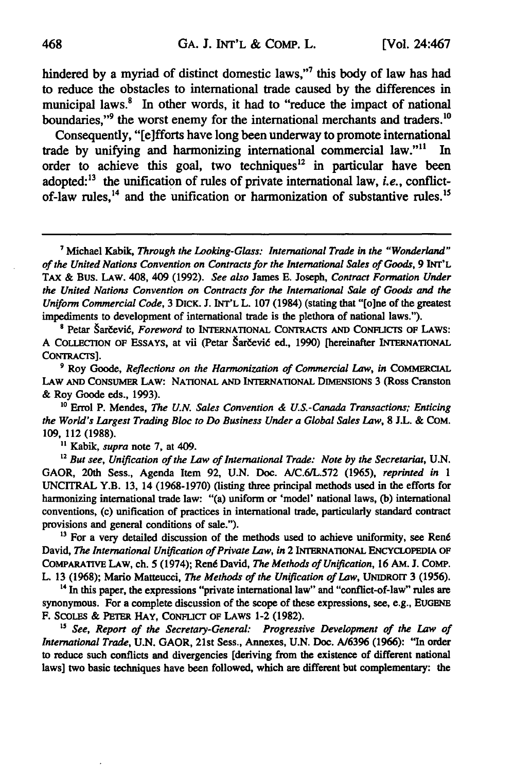hindered by a myriad of distinct domestic laws,"[7] this body of law has had to reduce the obstacles to international trade caused by the differences in municipal laws.[8] In other words, it had to "reduce the impact of national boundaries,"[9] the worst enemy for the international merchants and traders.[10]

Consequently, "[e]fforts have long been underway to promote international trade by unifying and harmonizing international commercial law."[11] In order to achieve this goal, two techniques[12] in particular have been adopted:[13] the unification of rules of private international law, *i.e.*, conflict-of-law rules,[14] and the unification or harmonization of substantive rules.[15]

---

[7] Michael Kabik, *Through the Looking-Glass: International Trade in the "Wonderland" of the United Nations Convention on Contracts for the International Sales of Goods*, 9 INT'L TAX & BUS. LAW. 408, 409 (1992). *See also* James E. Joseph, *Contract Formation Under the United Nations Convention on Contracts for the International Sale of Goods and the Uniform Commercial Code*, 3 DICK. J. INT'L L. 107 (1984) (stating that "[o]ne of the greatest impediments to development of international trade is the plethora of national laws.").

[8] Petar Šarčević, *Foreword* to INTERNATIONAL CONTRACTS AND CONFLICTS OF LAWS: A COLLECTION OF ESSAYS, at vii (Petar Šarčević ed., 1990) [hereinafter INTERNATIONAL CONTRACTS].

[9] Roy Goode, *Reflections on the Harmonization of Commercial Law*, *in* COMMERCIAL LAW AND CONSUMER LAW: NATIONAL AND INTERNATIONAL DIMENSIONS 3 (Ross Cranston & Roy Goode eds., 1993).

[10] Errol P. Mendes, *The U.N. Sales Convention & U.S.-Canada Transactions; Enticing the World's Largest Trading Bloc to Do Business Under a Global Sales Law*, 8 J.L. & COM. 109, 112 (1988).

[11] Kabik, *supra* note 7, at 409.

[12] *But see*, *Unification of the Law of International Trade: Note by the Secretariat*, U.N. GAOR, 20th Sess., Agenda Item 92, U.N. Doc. A/C.6/L.572 (1965), *reprinted in* 1 UNCITRAL Y.B. 13, 14 (1968-1970) (listing three principal methods used in the efforts for harmonizing international trade law: "(a) uniform or 'model' national laws, (b) international conventions, (c) unification of practices in international trade, particularly standard contract provisions and general conditions of sale.").

[13] For a very detailed discussion of the methods used to achieve uniformity, see René David, *The International Unification of Private Law*, *in* 2 INTERNATIONAL ENCYCLOPEDIA OF COMPARATIVE LAW, ch. 5 (1974); René David, *The Methods of Unification*, 16 AM. J. COMP. L. 13 (1968); Mario Matteucci, *The Methods of the Unification of Law*, UNIDROIT 3 (1956).

[14] In this paper, the expressions "private international law" and "conflict-of-law" rules are synonymous. For a complete discussion of the scope of these expressions, see, e.g., EUGENE F. SCOLES & PETER HAY, CONFLICT OF LAWS 1-2 (1982).

[15] *See*, *Report of the Secretary-General: Progressive Development of the Law of International Trade*, U.N. GAOR, 21st Sess., Annexes, U.N. Doc. A/6396 (1966): "In order to reduce such conflicts and divergencies [deriving from the existence of different national laws] two basic techniques have been followed, which are different but complementary: the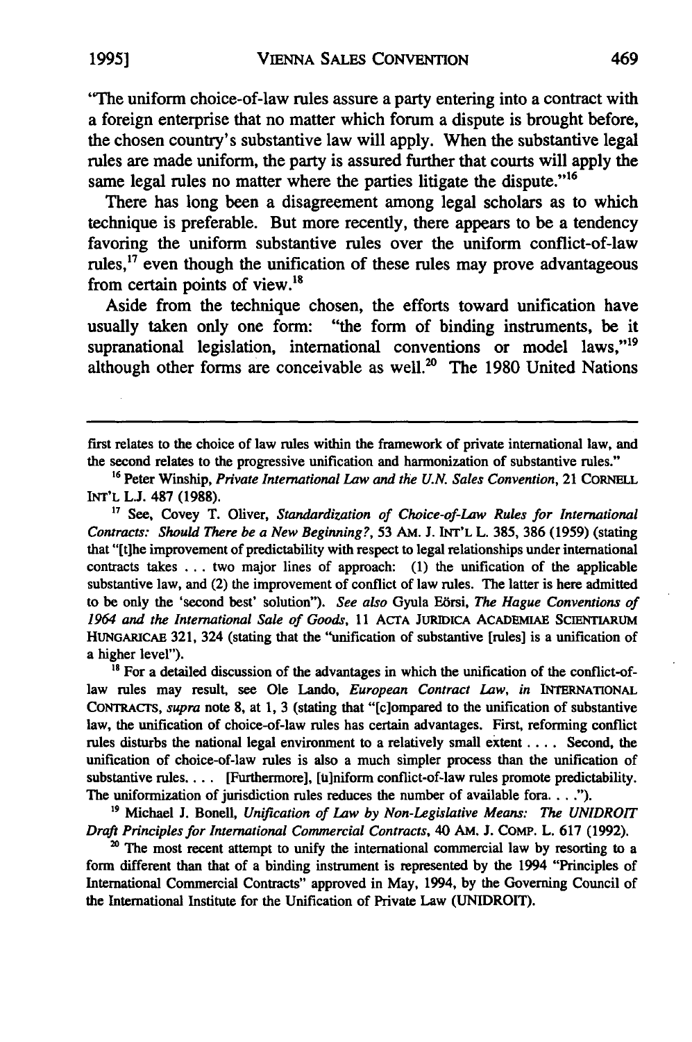"The uniform choice-of-law rules assure a party entering into a contract with a foreign enterprise that no matter which forum a dispute is brought before, the chosen country's substantive law will apply. When the substantive legal rules are made uniform, the party is assured further that courts will apply the same legal rules no matter where the parties litigate the dispute."[16]

There has long been a disagreement among legal scholars as to which technique is preferable. But more recently, there appears to be a tendency favoring the uniform substantive rules over the uniform conflict-of-law rules,[17] even though the unification of these rules may prove advantageous from certain points of view.[18]

Aside from the technique chosen, the efforts toward unification have usually taken only one form: "the form of binding instruments, be it supranational legislation, international conventions or model laws,"[19] although other forms are conceivable as well.[20] The 1980 United Nations

---

first relates to the choice of law rules within the framework of private international law, and the second relates to the progressive unification and harmonization of substantive rules."

[16] Peter Winship, *Private International Law and the U.N. Sales Convention*, 21 CORNELL INT'L L.J. 487 (1988).

[17] See, Covey T. Oliver, *Standardization of Choice-of-Law Rules for International Contracts: Should There be a New Beginning?*, 53 AM. J. INT'L L. 385, 386 (1959) (stating that "[t]he improvement of predictability with respect to legal relationships under international contracts takes . . . two major lines of approach: (1) the unification of the applicable substantive law, and (2) the improvement of conflict of law rules. The latter is here admitted to be only the 'second best' solution"). *See also* Gyula Eörsi, *The Hague Conventions of 1964 and the International Sale of Goods*, 11 ACTA JURIDICA ACADEMIAE SCIENTIARUM HUNGARICAE 321, 324 (stating that the "unification of substantive [rules] is a unification of a higher level").

[18] For a detailed discussion of the advantages in which the unification of the conflict-of-law rules may result, see Ole Lando, *European Contract Law*, *in* INTERNATIONAL CONTRACTS, *supra* note 8, at 1, 3 (stating that "[c]ompared to the unification of substantive law, the unification of choice-of-law rules has certain advantages. First, reforming conflict rules disturbs the national legal environment to a relatively small extent . . . . Second, the unification of choice-of-law rules is also a much simpler process than the unification of substantive rules. . . . [Furthermore], [u]niform conflict-of-law rules promote predictability. The uniformization of jurisdiction rules reduces the number of available fora. . . .").

[19] Michael J. Bonell, *Unification of Law by Non-Legislative Means: The UNIDROIT Draft Principles for International Commercial Contracts*, 40 AM. J. COMP. L. 617 (1992).

[20] The most recent attempt to unify the international commercial law by resorting to a form different than that of a binding instrument is represented by the 1994 "Principles of International Commercial Contracts" approved in May, 1994, by the Governing Council of the International Institute for the Unification of Private Law (UNIDROIT).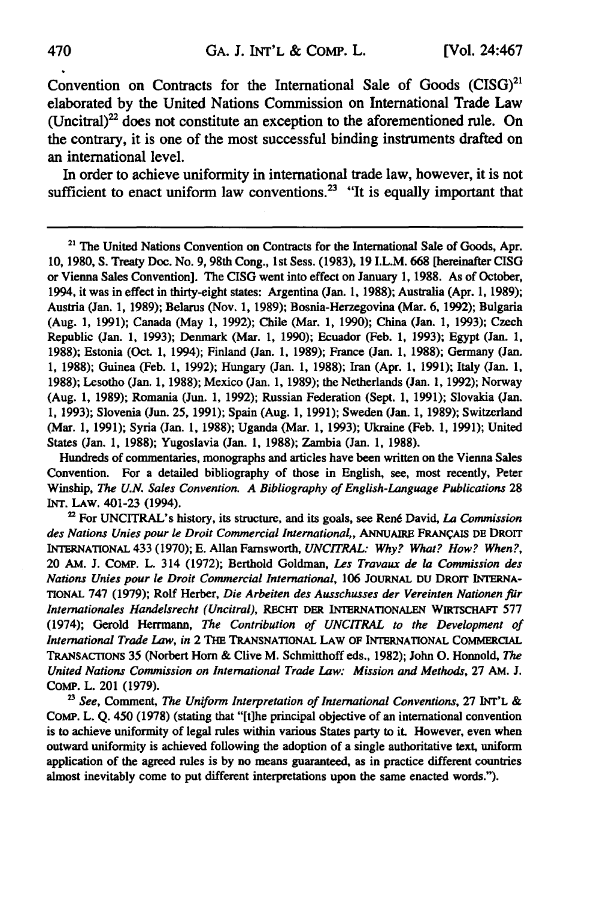Convention on Contracts for the International Sale of Goods (CISG)[21] elaborated by the United Nations Commission on International Trade Law (Uncitral)[22] does not constitute an exception to the aforementioned rule. On the contrary, it is one of the most successful binding instruments drafted on an international level.

In order to achieve uniformity in international trade law, however, it is not sufficient to enact uniform law conventions.[23] "It is equally important that

---

[21] The United Nations Convention on Contracts for the International Sale of Goods, Apr. 10, 1980, S. Treaty Doc. No. 9, 98th Cong., 1st Sess. (1983), 19 I.L.M. 668 [hereinafter CISG or Vienna Sales Convention]. The CISG went into effect on January 1, 1988. As of October, 1994, it was in effect in thirty-eight states: Argentina (Jan. 1, 1988); Australia (Apr. 1, 1989); Austria (Jan. 1, 1989); Belarus (Nov. 1, 1989); Bosnia-Herzegovina (Mar. 6, 1992); Bulgaria (Aug. 1, 1991); Canada (May 1, 1992); Chile (Mar. 1, 1990); China (Jan. 1, 1993); Czech Republic (Jan. 1, 1993); Denmark (Mar. 1, 1990); Ecuador (Feb. 1, 1993); Egypt (Jan. 1, 1988); Estonia (Oct. 1, 1994); Finland (Jan. 1, 1989); France (Jan. 1, 1988); Germany (Jan. 1, 1988); Guinea (Feb. 1, 1992); Hungary (Jan. 1, 1988); Iran (Apr. 1, 1991); Italy (Jan. 1, 1988); Lesotho (Jan. 1, 1988); Mexico (Jan. 1, 1989); the Netherlands (Jan. 1, 1992); Norway (Aug. 1, 1989); Romania (Jun. 1, 1992); Russian Federation (Sept. 1, 1991); Slovakia (Jan. 1, 1993); Slovenia (Jun. 25, 1991); Spain (Aug. 1, 1991); Sweden (Jan. 1, 1989); Switzerland (Mar. 1, 1991); Syria (Jan. 1, 1988); Uganda (Mar. 1, 1993); Ukraine (Feb. 1, 1991); United States (Jan. 1, 1988); Yugoslavia (Jan. 1, 1988); Zambia (Jan. 1, 1988).

Hundreds of commentaries, monographs and articles have been written on the Vienna Sales Convention. For a detailed bibliography of those in English, see, most recently, Peter Winship, *The U.N. Sales Convention. A Bibliography of English-Language Publications* 28 INT. LAW. 401-23 (1994).

[22] For UNCITRAL's history, its structure, and its goals, see René David, *La Commission des Nations Unies pour le Droit Commercial International,*, ANNUAIRE FRANÇAIS DE DROIT INTERNATIONAL 433 (1970); E. Allan Farnsworth, *UNCITRAL: Why? What? How? When?*, 20 AM. J. COMP. L. 314 (1972); Berthold Goldman, *Les Travaux de la Commission des Nations Unies pour le Droit Commercial International*, 106 JOURNAL DU DROIT INTERNATIONAL 747 (1979); Rolf Herber, *Die Arbeiten des Ausschusses der Vereinten Nationen für Internationales Handelsrecht (Uncitral)*, RECHT DER INTERNATIONALEN WIRTSCHAFT 577 (1974); Gerold Herrmann, *The Contribution of UNCITRAL to the Development of International Trade Law*, in 2 THE TRANSNATIONAL LAW OF INTERNATIONAL COMMERCIAL TRANSACTIONS 35 (Norbert Horn & Clive M. Schmitthoff eds., 1982); John O. Honnold, *The United Nations Commission on International Trade Law: Mission and Methods*, 27 AM. J. COMP. L. 201 (1979).

[23] *See*, Comment, *The Uniform Interpretation of International Conventions*, 27 INT'L & COMP. L. Q. 450 (1978) (stating that "[t]he principal objective of an international convention is to achieve uniformity of legal rules within various States party to it. However, even when outward uniformity is achieved following the adoption of a single authoritative text, uniform application of the agreed rules is by no means guaranteed, as in practice different countries almost inevitably come to put different interpretations upon the same enacted words.").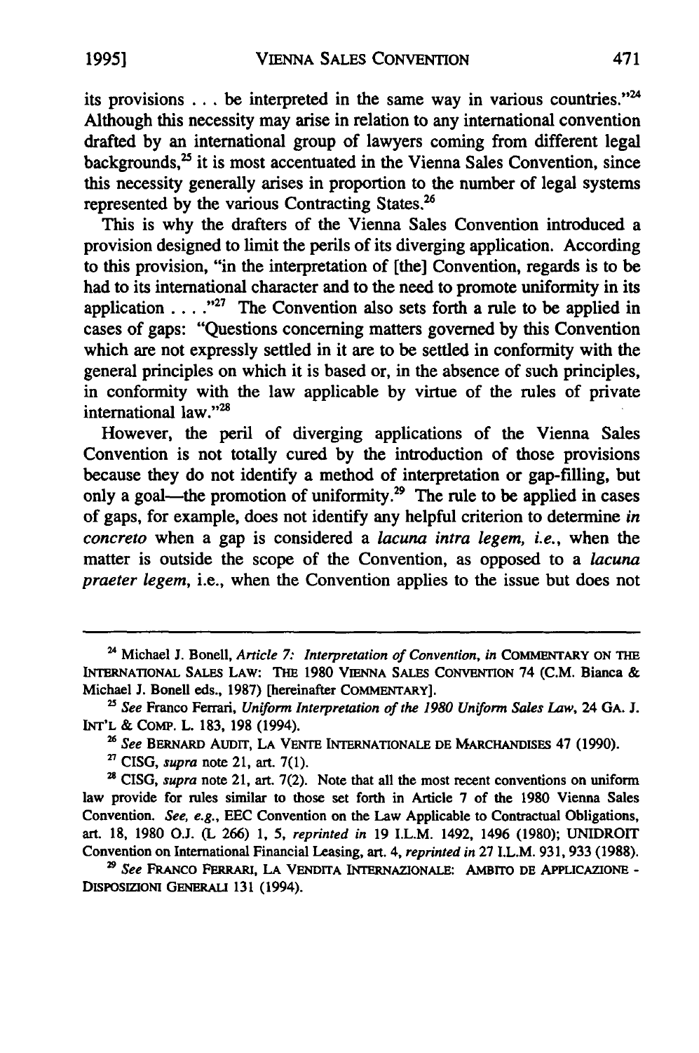its provisions . . . be interpreted in the same way in various countries."[24] Although this necessity may arise in relation to any international convention drafted by an international group of lawyers coming from different legal backgrounds,[25] it is most accentuated in the Vienna Sales Convention, since this necessity generally arises in proportion to the number of legal systems represented by the various Contracting States.[26]

This is why the drafters of the Vienna Sales Convention introduced a provision designed to limit the perils of its diverging application. According to this provision, "in the interpretation of [the] Convention, regards is to be had to its international character and to the need to promote uniformity in its application . . . ."[27] The Convention also sets forth a rule to be applied in cases of gaps: "Questions concerning matters governed by this Convention which are not expressly settled in it are to be settled in conformity with the general principles on which it is based or, in the absence of such principles, in conformity with the law applicable by virtue of the rules of private international law."[28]

However, the peril of diverging applications of the Vienna Sales Convention is not totally cured by the introduction of those provisions because they do not identify a method of interpretation or gap-filling, but only a goal—the promotion of uniformity.[29] The rule to be applied in cases of gaps, for example, does not identify any helpful criterion to determine *in concreto* when a gap is considered a *lacuna intra legem, i.e.*, when the matter is outside the scope of the Convention, as opposed to a *lacuna praeter legem*, i.e., when the Convention applies to the issue but does not

---

[24] Michael J. Bonell, *Article 7: Interpretation of Convention, in* COMMENTARY ON THE INTERNATIONAL SALES LAW: THE 1980 VIENNA SALES CONVENTION 74 (C.M. Bianca & Michael J. Bonell eds., 1987) [hereinafter COMMENTARY].

[25] *See* Franco Ferrari, *Uniform Interpretation of the 1980 Uniform Sales Law*, 24 GA. J. INT'L & COMP. L. 183, 198 (1994).

[26] *See* BERNARD AUDIT, LA VENTE INTERNATIONALE DE MARCHANDISES 47 (1990).

[27] CISG, *supra* note 21, art. 7(1).

[28] CISG, *supra* note 21, art. 7(2). Note that all the most recent conventions on uniform law provide for rules similar to those set forth in Article 7 of the 1980 Vienna Sales Convention. *See, e.g.*, EEC Convention on the Law Applicable to Contractual Obligations, art. 18, 1980 O.J. (L 266) 1, 5, *reprinted in* 19 I.L.M. 1492, 1496 (1980); UNIDROIT Convention on International Financial Leasing, art. 4, *reprinted in* 27 I.L.M. 931, 933 (1988).

[29] *See* FRANCO FERRARI, LA VENDITA INTERNAZIONALE: AMBITO DE APPLICAZIONE - DISPOSIZIONI GENERALI 131 (1994).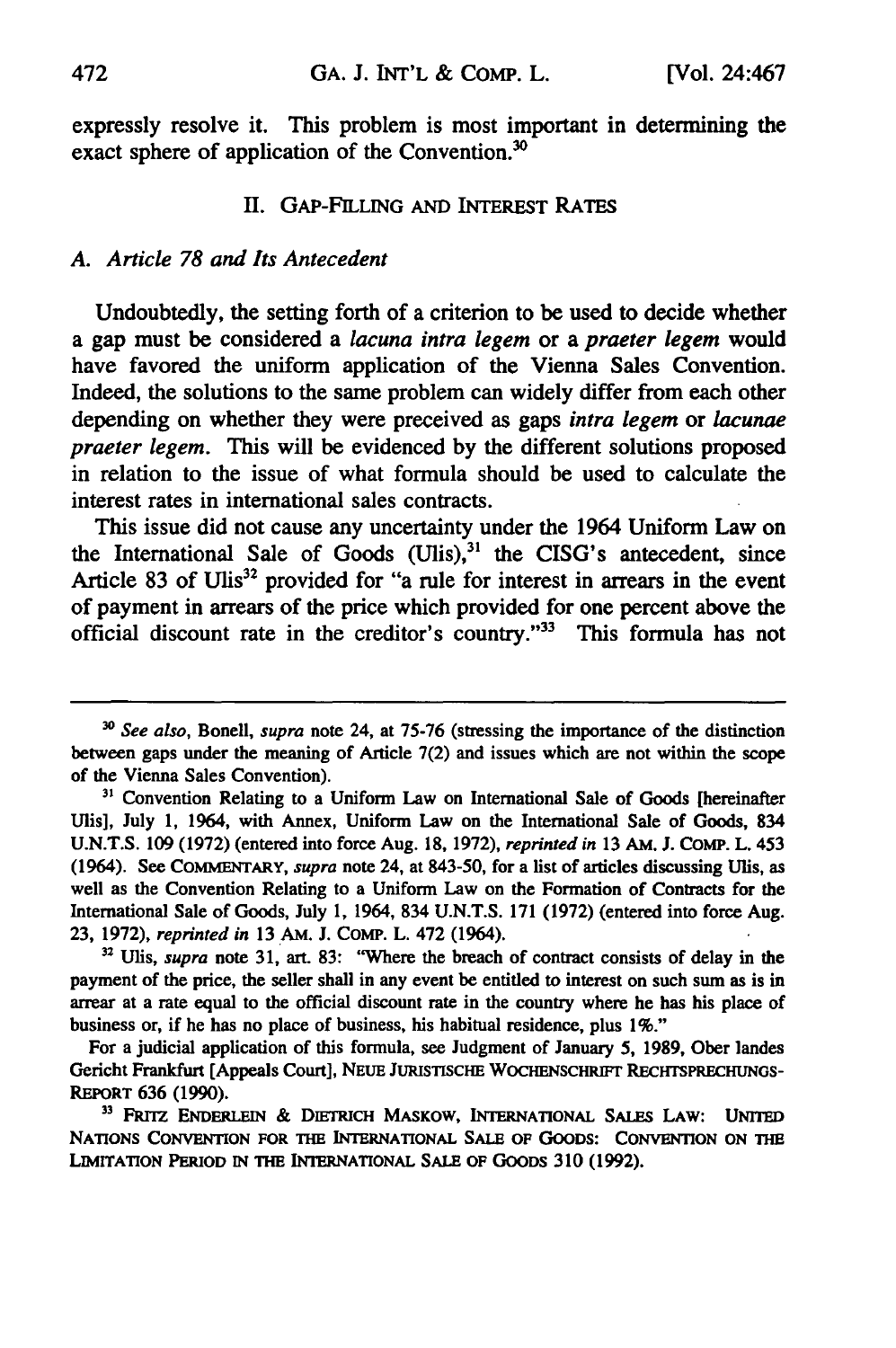expressly resolve it. This problem is most important in determining the exact sphere of application of the Convention.[30]

## II. GAP-FILLING AND INTEREST RATES

### *A. Article 78 and Its Antecedent*

Undoubtedly, the setting forth of a criterion to be used to decide whether a gap must be considered a *lacuna intra legem* or a *praeter legem* would have favored the uniform application of the Vienna Sales Convention. Indeed, the solutions to the same problem can widely differ from each other depending on whether they were preceived as gaps *intra legem* or *lacunae praeter legem*. This will be evidenced by the different solutions proposed in relation to the issue of what formula should be used to calculate the interest rates in international sales contracts.

This issue did not cause any uncertainty under the 1964 Uniform Law on the International Sale of Goods (Ulis),[31] the CISG's antecedent, since Article 83 of Ulis[32] provided for "a rule for interest in arrears in the event of payment in arrears of the price which provided for one percent above the official discount rate in the creditor's country."[33] This formula has not

---

[30] *See also*, Bonell, *supra* note 24, at 75-76 (stressing the importance of the distinction between gaps under the meaning of Article 7(2) and issues which are not within the scope of the Vienna Sales Convention).

[31] Convention Relating to a Uniform Law on International Sale of Goods [hereinafter Ulis], July 1, 1964, with Annex, Uniform Law on the International Sale of Goods, 834 U.N.T.S. 109 (1972) (entered into force Aug. 18, 1972), *reprinted in* 13 AM. J. COMP. L. 453 (1964). See COMMENTARY, *supra* note 24, at 843-50, for a list of articles discussing Ulis, as well as the Convention Relating to a Uniform Law on the Formation of Contracts for the International Sale of Goods, July 1, 1964, 834 U.N.T.S. 171 (1972) (entered into force Aug. 23, 1972), *reprinted in* 13 AM. J. COMP. L. 472 (1964).

[32] Ulis, *supra* note 31, art. 83: "Where the breach of contract consists of delay in the payment of the price, the seller shall in any event be entitled to interest on such sum as is in arrear at a rate equal to the official discount rate in the country where he has his place of business or, if he has no place of business, his habitual residence, plus 1%."

For a judicial application of this formula, see Judgment of January 5, 1989, Ober landes Gericht Frankfurt [Appeals Court], NEUE JURISTISCHE WOCHENSCHRIFT RECHTSPRECHUNGS-REPORT 636 (1990).

[33] FRITZ ENDERLEIN & DIETRICH MASKOW, INTERNATIONAL SALES LAW: UNITED NATIONS CONVENTION FOR THE INTERNATIONAL SALE OF GOODS: CONVENTION ON THE LIMITATION PERIOD IN THE INTERNATIONAL SALE OF GOODS 310 (1992).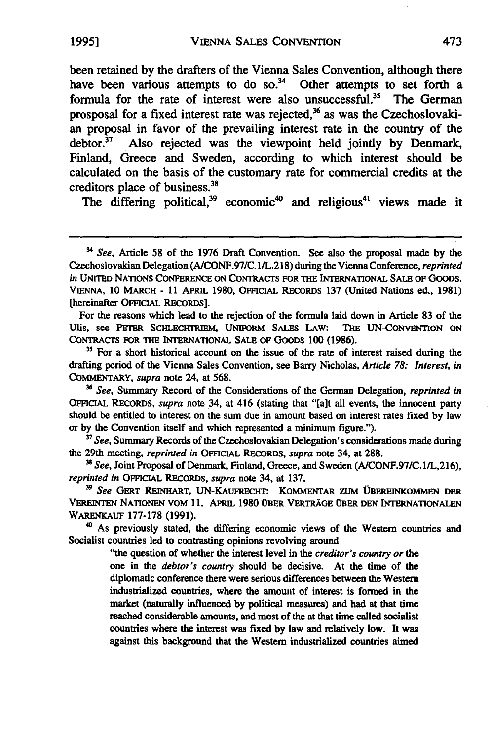been retained by the drafters of the Vienna Sales Convention, although there have been various attempts to do so.[34] Other attempts to set forth a formula for the rate of interest were also unsuccessful.[35] The German prosposal for a fixed interest rate was rejected,[36] as was the Czechoslovakian proposal in favor of the prevailing interest rate in the country of the debtor.[37] Also rejected was the viewpoint held jointly by Denmark, Finland, Greece and Sweden, according to which interest should be calculated on the basis of the customary rate for commercial credits at the creditors place of business.[38]

The differing political,[39] economic[40] and religious[41] views made it

---

[34] *See*, Article 58 of the 1976 Draft Convention. See also the proposal made by the Czechoslovakian Delegation (A/CONF.97/C.1/L.218) during the Vienna Conference, *reprinted in* UNITED NATIONS CONFERENCE ON CONTRACTS FOR THE INTERNATIONAL SALE OF GOODS. VIENNA, 10 MARCH - 11 APRIL 1980, OFFICIAL RECORDS 137 (United Nations ed., 1981) [hereinafter OFFICIAL RECORDS].

For the reasons which lead to the rejection of the formula laid down in Article 83 of the Ulis, see PETER SCHLECHTRIEM, UNIFORM SALES LAW: THE UN-CONVENTION ON CONTRACTS FOR THE INTERNATIONAL SALE OF GOODS 100 (1986).

[35] For a short historical account on the issue of the rate of interest raised during the drafting period of the Vienna Sales Convention, see Barry Nicholas, *Article 78: Interest*, *in* COMMENTARY, *supra* note 24, at 568.

[36] *See*, Summary Record of the Considerations of the German Delegation, *reprinted in* OFFICIAL RECORDS, *supra* note 34, at 416 (stating that "[a]t all events, the innocent party should be entitled to interest on the sum due in amount based on interest rates fixed by law or by the Convention itself and which represented a minimum figure.").

[37] *See*, Summary Records of the Czechoslovakian Delegation's considerations made during the 29th meeting, *reprinted in* OFFICIAL RECORDS, *supra* note 34, at 288.

[38] *See*, Joint Proposal of Denmark, Finland, Greece, and Sweden (A/CONF.97/C.1/L,216), *reprinted in* OFFICIAL RECORDS, *supra* note 34, at 137.

[39] *See* GERT REINHART, UN-KAUFRECHT: KOMMENTAR ZUM ÜBEREINKOMMEN DER VEREINTEN NATIONEN VOM 11. APRIL 1980 ÜBER VERTRÄGE ÜBER DEN INTERNATIONALEN WARENKAUF 177-178 (1991).

[40] As previously stated, the differing economic views of the Western countries and Socialist countries led to contrasting opinions revolving around

> "the question of whether the interest level in the *creditor's country or* the one in the *debtor's country* should be decisive. At the time of the diplomatic conference there were serious differences between the Western industrialized countries, where the amount of interest is formed in the market (naturally influenced by political measures) and had at that time reached considerable amounts, and most of the at that time called socialist countries where the interest was fixed by law and relatively low. It was against this background that the Western industrialized countries aimed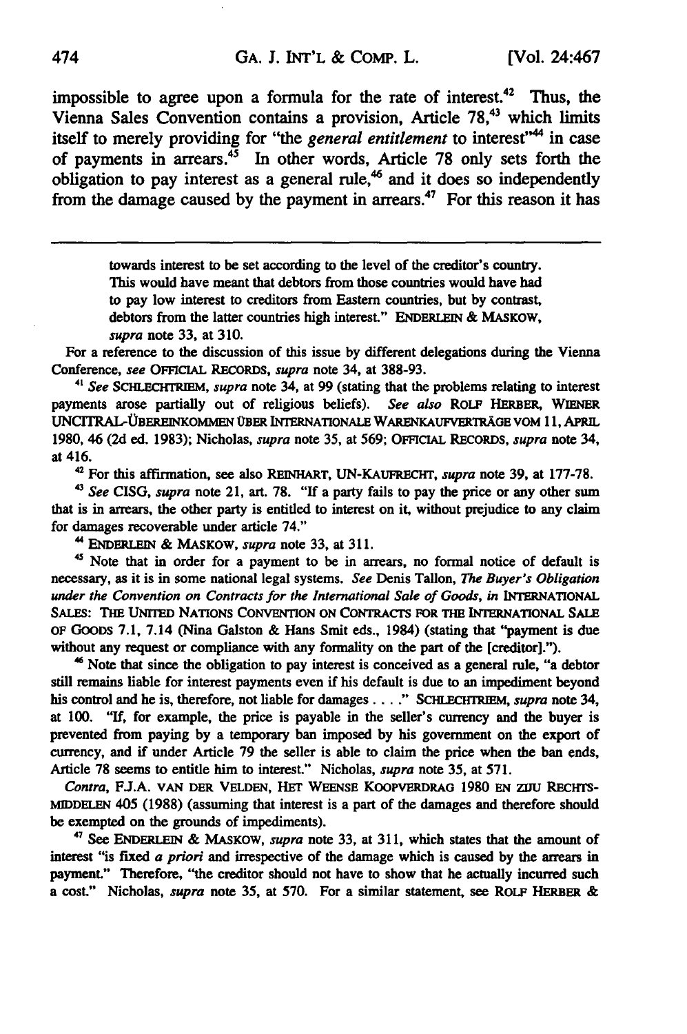impossible to agree upon a formula for the rate of interest.[42] Thus, the Vienna Sales Convention contains a provision, Article 78,[43] which limits itself to merely providing for "the *general entitlement* to interest"[44] in case of payments in arrears.[45] In other words, Article 78 only sets forth the obligation to pay interest as a general rule,[46] and it does so independently from the damage caused by the payment in arrears.[47] For this reason it has

---

towards interest to be set according to the level of the creditor's country. This would have meant that debtors from those countries would have had to pay low interest to creditors from Eastern countries, but by contrast, debtors from the latter countries high interest." ENDERLEIN & MASKOW, *supra* note 33, at 310.

For a reference to the discussion of this issue by different delegations during the Vienna Conference, *see* OFFICIAL RECORDS, *supra* note 34, at 388-93.

[41] *See* SCHLECHTRIEM, *supra* note 34, at 99 (stating that the problems relating to interest payments arose partially out of religious beliefs). *See also* ROLF HERBER, WIENER UNCITRAL-ÜBEREINKOMMEN ÜBER INTERNATIONALE WARENKAUFVERTRÄGE VOM 11, APRIL 1980, 46 (2d ed. 1983); Nicholas, *supra* note 35, at 569; OFFICIAL RECORDS, *supra* note 34, at 416.

[42] For this affirmation, see also REINHART, UN-KAUFRECHT, *supra* note 39, at 177-78.

[43] *See* CISG, *supra* note 21, art. 78. "If a party fails to pay the price or any other sum that is in arrears, the other party is entitled to interest on it, without prejudice to any claim for damages recoverable under article 74."

[44] ENDERLEIN & MASKOW, *supra* note 33, at 311.

[45] Note that in order for a payment to be in arrears, no formal notice of default is necessary, as it is in some national legal systems. *See* Denis Tallon, *The Buyer's Obligation under the Convention on Contracts for the International Sale of Goods*, *in* INTERNATIONAL SALES: THE UNITED NATIONS CONVENTION ON CONTRACTS FOR THE INTERNATIONAL SALE OF GOODS 7.1, 7.14 (Nina Galston & Hans Smit eds., 1984) (stating that "payment is due without any request or compliance with any formality on the part of the [creditor].").

[46] Note that since the obligation to pay interest is conceived as a general rule, "a debtor still remains liable for interest payments even if his default is due to an impediment beyond his control and he is, therefore, not liable for damages . . . ." SCHLECHTRIEM, *supra* note 34, at 100. "If, for example, the price is payable in the seller's currency and the buyer is prevented from paying by a temporary ban imposed by his government on the export of currency, and if under Article 79 the seller is able to claim the price when the ban ends, Article 78 seems to entitle him to interest." Nicholas, *supra* note 35, at 571.

*Contra*, F.J.A. VAN DER VELDEN, HET WEENSE KOOPVERDRAG 1980 EN ZIJU RECHTSMIDDELEN 405 (1988) (assuming that interest is a part of the damages and therefore should be exempted on the grounds of impediments).

[47] See ENDERLEIN & MASKOW, *supra* note 33, at 311, which states that the amount of interest "is fixed *a priori* and irrespective of the damage which is caused by the arrears in payment." Therefore, "the creditor should not have to show that he actually incurred such a cost." Nicholas, *supra* note 35, at 570. For a similar statement, see ROLF HERBER &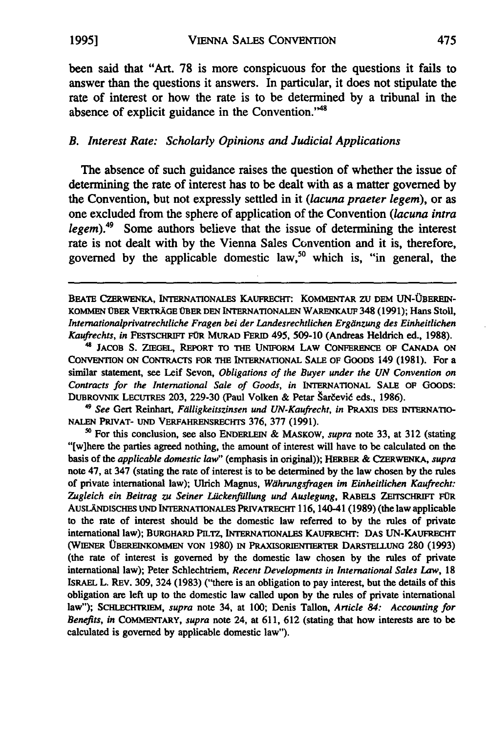been said that "Art. 78 is more conspicuous for the questions it fails to answer than the questions it answers. In particular, it does not stipulate the rate of interest or how the rate is to be determined by a tribunal in the absence of explicit guidance in the Convention."[48]

### *B. Interest Rate: Scholarly Opinions and Judicial Applications*

The absence of such guidance raises the question of whether the issue of determining the rate of interest has to be dealt with as a matter governed by the Convention, but not expressly settled in it (*lacuna praeter legem*), or as one excluded from the sphere of application of the Convention (*lacuna intra legem*).[49] Some authors believe that the issue of determining the interest rate is not dealt with by the Vienna Sales Convention and it is, therefore, governed by the applicable domestic law,[50] which is, "in general, the

---

BEATE CZERWENKA, INTERNATIONALES KAUFRECHT: KOMMENTAR ZU DEM UN-ÜBEREINKOMMEN ÜBER VERTRÄGE ÜBER DEN INTERNATIONALEN WARENKAUF 348 (1991); Hans Stoll, *Internationalprivatrechtliche Fragen bei der Landesrechtlichen Ergänzung des Einheitlichen Kaufrechts*, *in* FESTSCHRIFT FÜR MURAD FERID 495, 509-10 (Andreas Heldrich ed., 1988).

[48] JACOB S. ZIEGEL, REPORT TO THE UNIFORM LAW CONFERENCE OF CANADA ON CONVENTION ON CONTRACTS FOR THE INTERNATIONAL SALE OF GOODS 149 (1981). For a similar statement, see Leif Sevon, *Obligations of the Buyer under the UN Convention on Contracts for the International Sale of Goods*, *in* INTERNATIONAL SALE OF GOODS: DUBROVNIK LECUTRES 203, 229-30 (Paul Volken & Petar Šarčević eds., 1986).

[49] *See* Gert Reinhart, *Fälligkeitszinsen und UN-Kaufrecht*, *in* PRAXIS DES INTERNATIONALEN PRIVAT- UND VERFAHRENSRECHTS 376, 377 (1991).

[50] For this conclusion, see also ENDERLEIN & MASKOW, *supra* note 33, at 312 (stating "[w]here the parties agreed nothing, the amount of interest will have to be calculated on the basis of the *applicable domestic law*" (emphasis in original)); HERBER & CZERWENKA, *supra* note 47, at 347 (stating the rate of interest is to be determined by the law chosen by the rules of private international law); Ulrich Magnus, *Währungsfragen im Einheitlichen Kaufrecht: Zugleich ein Beitrag zu Seiner Lückenfüllung und Auslegung*, RABELS ZEITSCHRIFT FÜR AUSLÄNDISCHES UND INTERNATIONALES PRIVATRECHT 116, 140-41 (1989) (the law applicable to the rate of interest should be the domestic law referred to by the rules of private international law); BURGHARD PILTZ, INTERNATIONALES KAUFRECHT: DAS UN-KAUFRECHT (WIENER ÜBEREINKOMMEN VON 1980) IN PRAXISORIENTIERTER DARSTELLUNG 280 (1993) (the rate of interest is governed by the domestic law chosen by the rules of private international law); Peter Schlechtriem, *Recent Developments in International Sales Law*, 18 ISRAEL L. REV. 309, 324 (1983) ("there is an obligation to pay interest, but the details of this obligation are left up to the domestic law called upon by the rules of private international law"); SCHLECHTRIEM, *supra* note 34, at 100; Denis Tallon, *Article 84: Accounting for Benefits*, *in* COMMENTARY, *supra* note 24, at 611, 612 (stating that how interests are to be calculated is governed by applicable domestic law").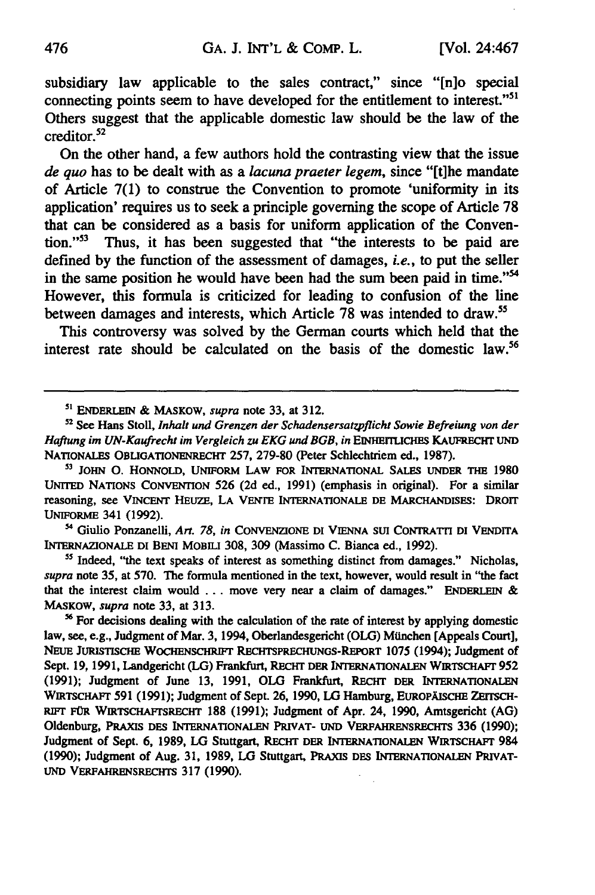subsidiary law applicable to the sales contract," since "[n]o special connecting points seem to have developed for the entitlement to interest."[51] Others suggest that the applicable domestic law should be the law of the creditor.[52]

On the other hand, a few authors hold the contrasting view that the issue *de quo* has to be dealt with as a *lacuna praeter legem*, since "[t]he mandate of Article 7(1) to construe the Convention to promote 'uniformity in its application' requires us to seek a principle governing the scope of Article 78 that can be considered as a basis for uniform application of the Convention."[53] Thus, it has been suggested that "the interests to be paid are defined by the function of the assessment of damages, *i.e.*, to put the seller in the same position he would have been had the sum been paid in time."[54] However, this formula is criticized for leading to confusion of the line between damages and interests, which Article 78 was intended to draw.[55]

This controversy was solved by the German courts which held that the interest rate should be calculated on the basis of the domestic law.[56]

---

[51] ENDERLEIN & MASKOW, *supra* note 33, at 312.

[52] See Hans Stoll, *Inhalt und Grenzen der Schadensersatzpflicht Sowie Befreiung von der Haftung im UN-Kaufrecht im Vergleich zu EKG und BGB*, *in* EINHEITLICHES KAUFRECHT UND NATIONALES OBLIGATIONENRECHT 257, 279-80 (Peter Schlechtriem ed., 1987).

[53] JOHN O. HONNOLD, UNIFORM LAW FOR INTERNATIONAL SALES UNDER THE 1980 UNITED NATIONS CONVENTION 526 (2d ed., 1991) (emphasis in original). For a similar reasoning, see VINCENT HEUZE, LA VENTE INTERNATIONALE DE MARCHANDISES: DROIT UNIFORME 341 (1992).

[54] Giulio Ponzanelli, *Art. 78*, *in* CONVENZIONE DI VIENNA SUI CONTRATTI DI VENDITA INTERNAZIONALE DI BENI MOBILI 308, 309 (Massimo C. Bianca ed., 1992).

[55] Indeed, "the text speaks of interest as something distinct from damages." Nicholas, *supra* note 35, at 570. The formula mentioned in the text, however, would result in "the fact that the interest claim would . . . move very near a claim of damages." ENDERLEIN & MASKOW, *supra* note 33, at 313.

[56] For decisions dealing with the calculation of the rate of interest by applying domestic law, see, e.g., Judgment of Mar. 3, 1994, Oberlandesgericht (OLG) München [Appeals Court], NEUE JURISTISCHE WOCHENSCHRIFT RECHTSPRECHUNGS-REPORT 1075 (1994); Judgment of Sept. 19, 1991, Landgericht (LG) Frankfurt, RECHT DER INTERNATIONALEN WIRTSCHAFT 952 (1991); Judgment of June 13, 1991, OLG Frankfurt, RECHT DER INTERNATIONALEN WIRTSCHAFT 591 (1991); Judgment of Sept. 26, 1990, LG Hamburg, EUROPÄISCHE ZEITSCHRIFT FÜR WIRTSCHAFTSRECHT 188 (1991); Judgment of Apr. 24, 1990, Amtsgericht (AG) Oldenburg, PRAXIS DES INTERNATIONALEN PRIVAT- UND VERFAHRENSRECHTS 336 (1990); Judgment of Sept. 6, 1989, LG Stuttgart, RECHT DER INTERNATIONALEN WIRTSCHAFT 984 (1990); Judgment of Aug. 31, 1989, LG Stuttgart, PRAXIS DES INTERNATIONALEN PRIVAT- UND VERFAHRENSRECHTS 317 (1990).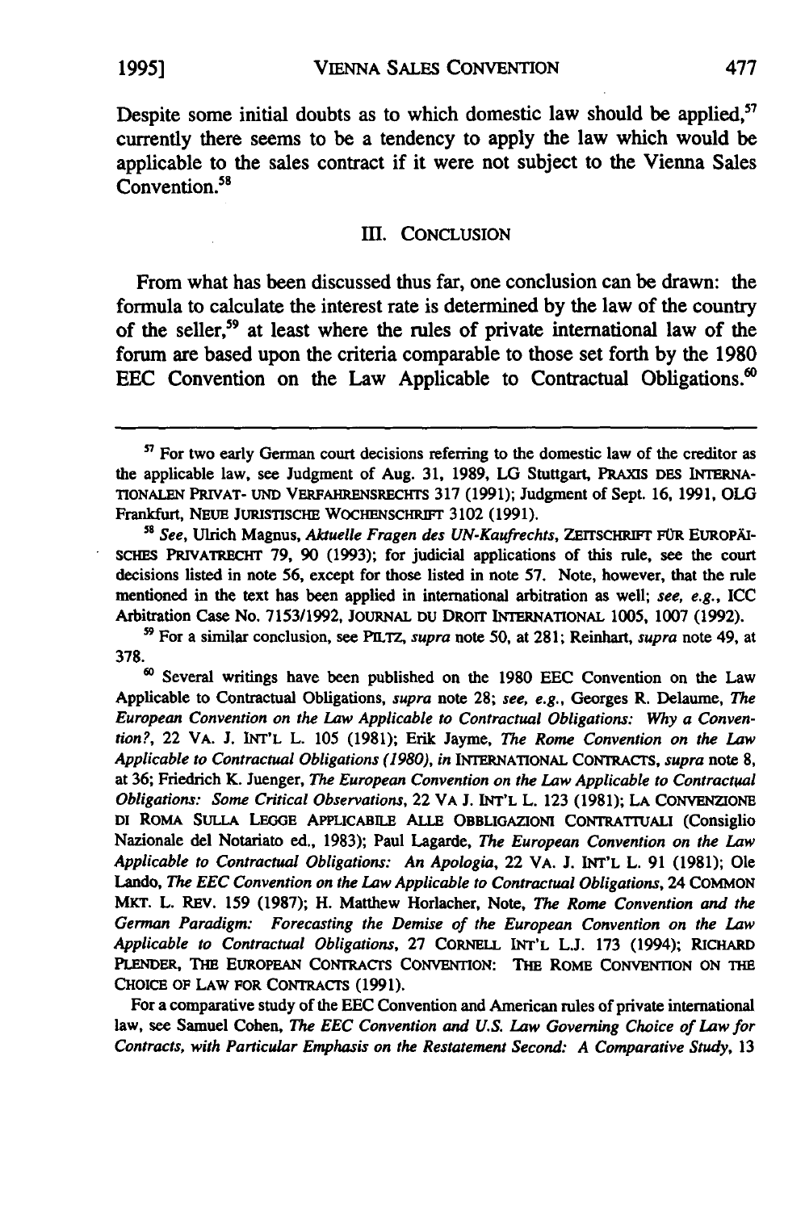Despite some initial doubts as to which domestic law should be applied,[57] currently there seems to be a tendency to apply the law which would be applicable to the sales contract if it were not subject to the Vienna Sales Convention.[58]

## III. CONCLUSION

From what has been discussed thus far, one conclusion can be drawn: the formula to calculate the interest rate is determined by the law of the country of the seller,[59] at least where the rules of private international law of the forum are based upon the criteria comparable to those set forth by the 1980 EEC Convention on the Law Applicable to Contractual Obligations.[60]

---

[57] For two early German court decisions referring to the domestic law of the creditor as the applicable law, see Judgment of Aug. 31, 1989, LG Stuttgart, PRAXIS DES INTERNATIONALEN PRIVAT- UND VERFAHRENSRECHTS 317 (1991); Judgment of Sept. 16, 1991, OLG Frankfurt, NEUE JURISTISCHE WOCHENSCHRIFT 3102 (1991).

[58] *See*, Ulrich Magnus, *Aktuelle Fragen des UN-Kaufrechts*, ZEITSCHRIFT FÜR EUROPÄISCHES PRIVATRECHT 79, 90 (1993); for judicial applications of this rule, see the court decisions listed in note 56, except for those listed in note 57. Note, however, that the rule mentioned in the text has been applied in international arbitration as well; *see, e.g.*, ICC Arbitration Case No. 7153/1992, JOURNAL DU DROIT INTERNATIONAL 1005, 1007 (1992).

[59] For a similar conclusion, see PILTZ, *supra* note 50, at 281; Reinhart, *supra* note 49, at 378.

[60] Several writings have been published on the 1980 EEC Convention on the Law Applicable to Contractual Obligations, *supra* note 28; *see, e.g.*, Georges R. Delaume, *The European Convention on the Law Applicable to Contractual Obligations: Why a Convention?*, 22 VA. J. INT'L L. 105 (1981); Erik Jayme, *The Rome Convention on the Law Applicable to Contractual Obligations (1980)*, *in* INTERNATIONAL CONTRACTS, *supra* note 8, at 36; Friedrich K. Juenger, *The European Convention on the Law Applicable to Contractual Obligations: Some Critical Observations*, 22 VA J. INT'L L. 123 (1981); LA CONVENZIONE DI ROMA SULLA LEGGE APPLICABILE ALLE OBBLIGAZIONI CONTRATTUALI (Consiglio Nazionale del Notariato ed., 1983); Paul Lagarde, *The European Convention on the Law Applicable to Contractual Obligations: An Apologia*, 22 VA. J. INT'L L. 91 (1981); Ole Lando, *The EEC Convention on the Law Applicable to Contractual Obligations*, 24 COMMON MKT. L. REV. 159 (1987); H. Matthew Horlacher, Note, *The Rome Convention and the German Paradigm: Forecasting the Demise of the European Convention on the Law Applicable to Contractual Obligations*, 27 CORNELL INT'L L.J. 173 (1994); RICHARD PLENDER, THE EUROPEAN CONTRACTS CONVENTION: THE ROME CONVENTION ON THE CHOICE OF LAW FOR CONTRACTS (1991).

For a comparative study of the EEC Convention and American rules of private international law, see Samuel Cohen, *The EEC Convention and U.S. Law Governing Choice of Law for Contracts, with Particular Emphasis on the Restatement Second: A Comparative Study*, 13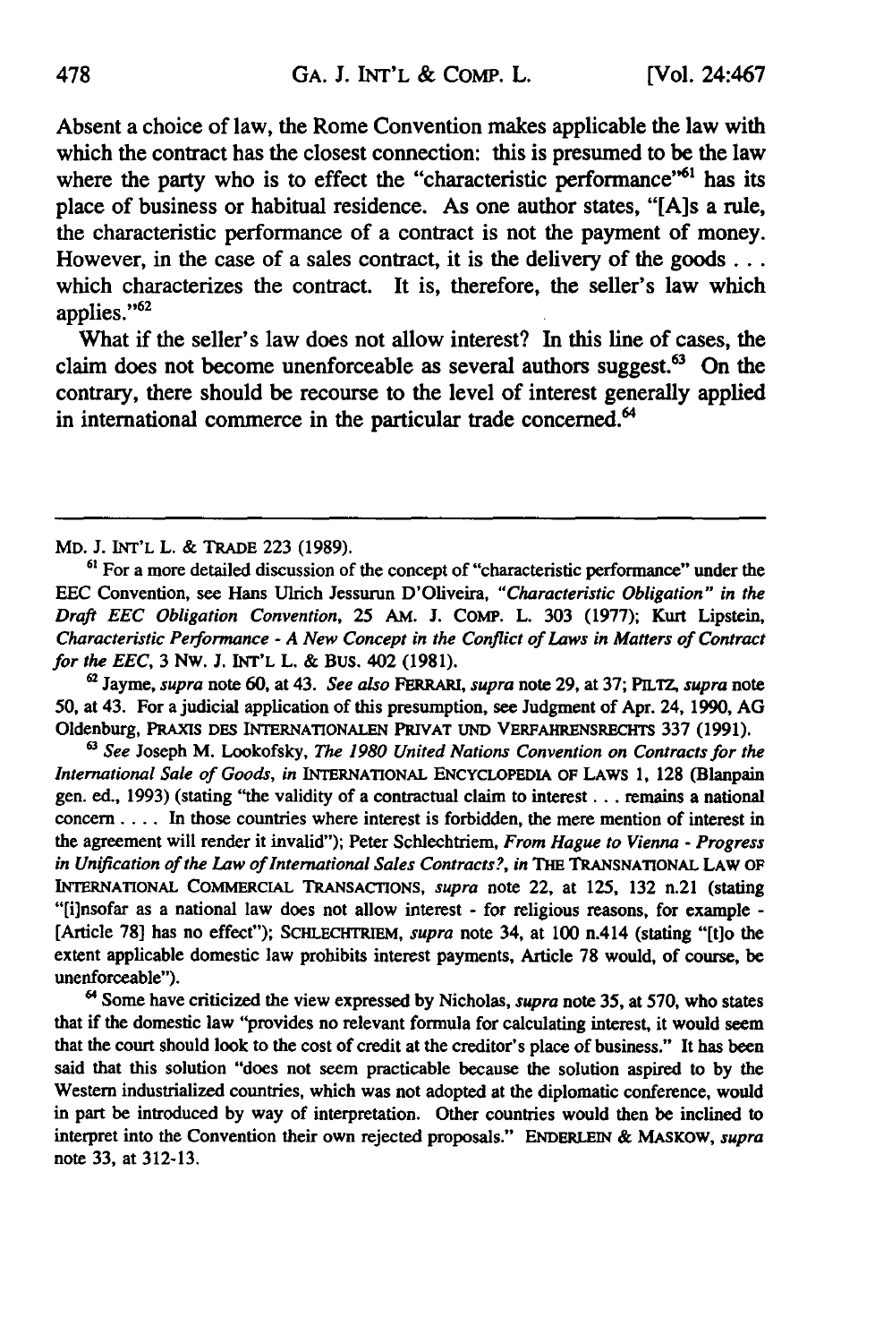Absent a choice of law, the Rome Convention makes applicable the law with which the contract has the closest connection: this is presumed to be the law where the party who is to effect the "characteristic performance"[61] has its place of business or habitual residence. As one author states, "[A]s a rule, the characteristic performance of a contract is not the payment of money. However, in the case of a sales contract, it is the delivery of the goods . . . which characterizes the contract. It is, therefore, the seller's law which applies."[62]

What if the seller's law does not allow interest? In this line of cases, the claim does not become unenforceable as several authors suggest.[63] On the contrary, there should be recourse to the level of interest generally applied in international commerce in the particular trade concerned.[64]

---

MD. J. INT'L L. & TRADE 223 (1989).

[61] For a more detailed discussion of the concept of "characteristic performance" under the EEC Convention, see Hans Ulrich Jessurun D'Oliveira, *"Characteristic Obligation" in the Draft EEC Obligation Convention*, 25 AM. J. COMP. L. 303 (1977); Kurt Lipstein, *Characteristic Performance - A New Concept in the Conflict of Laws in Matters of Contract for the EEC*, 3 NW. J. INT'L L. & BUS. 402 (1981).

[62] Jayme, *supra* note 60, at 43. *See also* FERRARI, *supra* note 29, at 37; PILTZ, *supra* note 50, at 43. For a judicial application of this presumption, see Judgment of Apr. 24, 1990, AG Oldenburg, PRAXIS DES INTERNATIONALEN PRIVAT UND VERFAHRENSRECHTS 337 (1991).

[63] *See* Joseph M. Lookofsky, *The 1980 United Nations Convention on Contracts for the International Sale of Goods*, *in* INTERNATIONAL ENCYCLOPEDIA OF LAWS 1, 128 (Blanpain gen. ed., 1993) (stating "the validity of a contractual claim to interest . . . remains a national concern . . . . In those countries where interest is forbidden, the mere mention of interest in the agreement will render it invalid"); Peter Schlechtriem, *From Hague to Vienna - Progress in Unification of the Law of International Sales Contracts?*, *in* THE TRANSNATIONAL LAW OF INTERNATIONAL COMMERCIAL TRANSACTIONS, *supra* note 22, at 125, 132 n.21 (stating "[i]nsofar as a national law does not allow interest - for religious reasons, for example - [Article 78] has no effect"); SCHLECHTRIEM, *supra* note 34, at 100 n.414 (stating "[t]o the extent applicable domestic law prohibits interest payments, Article 78 would, of course, be unenforceable").

[64] Some have criticized the view expressed by Nicholas, *supra* note 35, at 570, who states that if the domestic law "provides no relevant formula for calculating interest, it would seem that the court should look to the cost of credit at the creditor's place of business." It has been said that this solution "does not seem practicable because the solution aspired to by the Western industrialized countries, which was not adopted at the diplomatic conference, would in part be introduced by way of interpretation. Other countries would then be inclined to interpret into the Convention their own rejected proposals." ENDERLEIN & MASKOW, *supra* note 33, at 312-13.